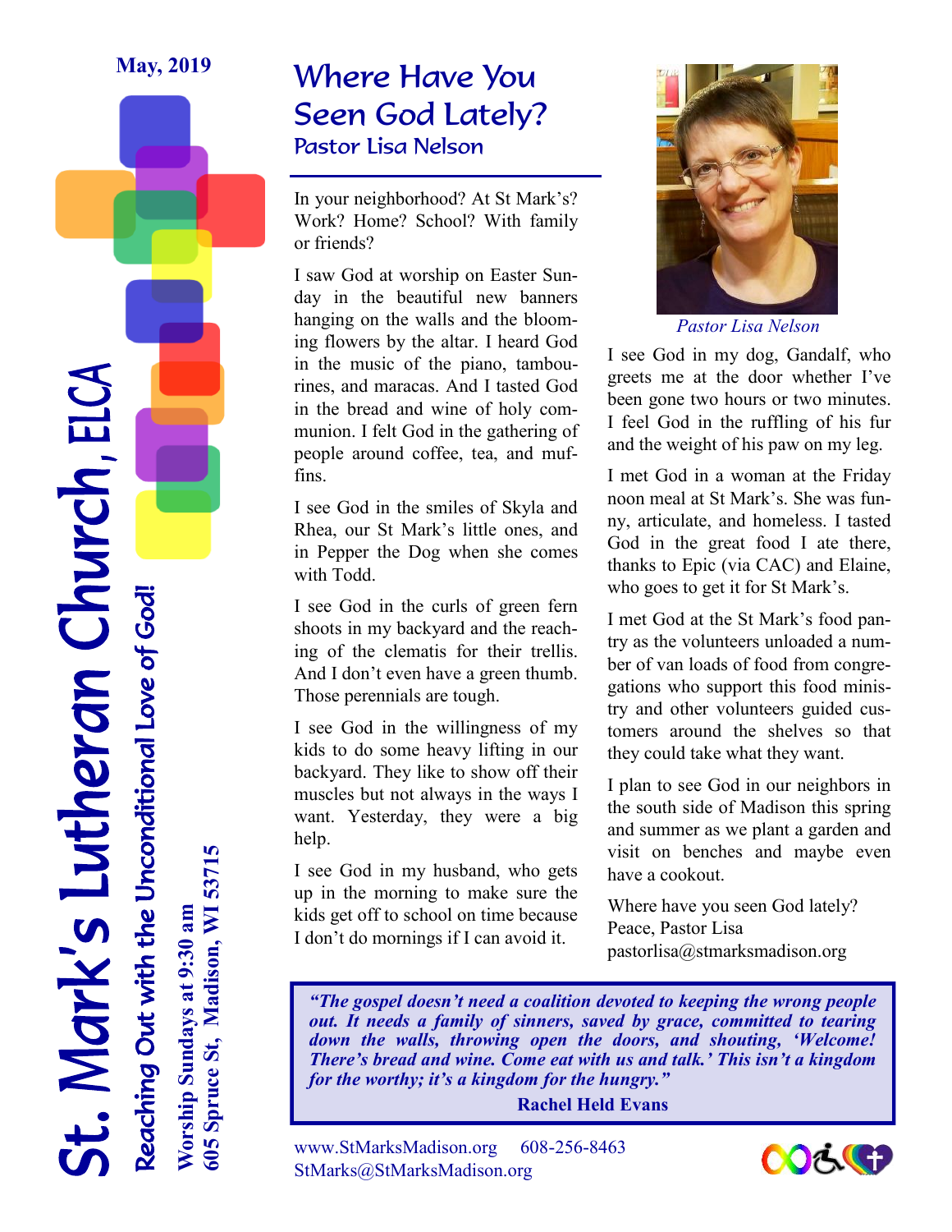May, 2019

# St. Mark's Lutheran Church, ELCA

*Reaching Out with the Unconditional Love of God!*

**Worship Sundays at 9:30 am**
**605 Spruce St, Madison, WI 53715**

## Where Have You Seen God Lately?

### Pastor Lisa Nelson

In your neighborhood? At St Mark's? Work? Home? School? With family or friends?

I saw God at worship on Easter Sunday in the beautiful new banners hanging on the walls and the blooming flowers by the altar. I heard God in the music of the piano, tambourines, and maracas. And I tasted God in the bread and wine of holy communion. I felt God in the gathering of people around coffee, tea, and muffins.

I see God in the smiles of Skyla and Rhea, our St Mark's little ones, and in Pepper the Dog when she comes with Todd.

I see God in the curls of green fern shoots in my backyard and the reaching of the clematis for their trellis. And I don't even have a green thumb. Those perennials are tough.

I see God in the willingness of my kids to do some heavy lifting in our backyard. They like to show off their muscles but not always in the ways I want. Yesterday, they were a big help.

I see God in my husband, who gets up in the morning to make sure the kids get off to school on time because I don't do mornings if I can avoid it.

*Pastor Lisa Nelson*

I see God in my dog, Gandalf, who greets me at the door whether I've been gone two hours or two minutes. I feel God in the ruffling of his fur and the weight of his paw on my leg.

I met God in a woman at the Friday noon meal at St Mark's. She was funny, articulate, and homeless. I tasted God in the great food I ate there, thanks to Epic (via CAC) and Elaine, who goes to get it for St Mark's.

I met God at the St Mark's food pantry as the volunteers unloaded a number of van loads of food from congregations who support this food ministry and other volunteers guided customers around the shelves so that they could take what they want.

I plan to see God in our neighbors in the south side of Madison this spring and summer as we plant a garden and visit on benches and maybe even have a cookout.

Where have you seen God lately?
Peace, Pastor Lisa
pastorlisa@stmarksmadison.org

> ***"The gospel doesn't need a coalition devoted to keeping the wrong people out. It needs a family of sinners, saved by grace, committed to tearing down the walls, throwing open the doors, and shouting, 'Welcome! There's bread and wine. Come eat with us and talk.' This isn't a kingdom for the worthy; it's a kingdom for the hungry."***
>
> **Rachel Held Evans**

www.StMarksMadison.org 608-256-8463
StMarks@StMarksMadison.org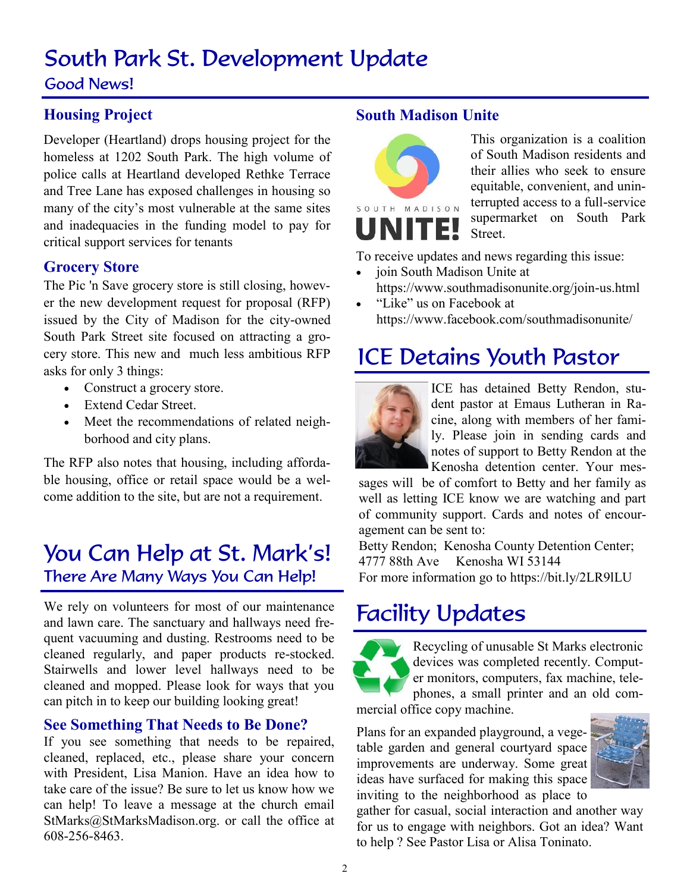# South Park St. Development Update

## Good News!

### Housing Project

Developer (Heartland) drops housing project for the homeless at 1202 South Park. The high volume of police calls at Heartland developed Rethke Terrace and Tree Lane has exposed challenges in housing so many of the city's most vulnerable at the same sites and inadequacies in the funding model to pay for critical support services for tenants

### Grocery Store

The Pic 'n Save grocery store is still closing, however the new development request for proposal (RFP) issued by the City of Madison for the city-owned South Park Street site focused on attracting a grocery store. This new and much less ambitious RFP asks for only 3 things:

- Construct a grocery store.
- Extend Cedar Street.
- Meet the recommendations of related neighborhood and city plans.

The RFP also notes that housing, including affordable housing, office or retail space would be a welcome addition to the site, but are not a requirement.

### South Madison Unite

This organization is a coalition of South Madison residents and their allies who seek to ensure equitable, convenient, and uninterrupted access to a full-service supermarket on South Park Street.

To receive updates and news regarding this issue:

- join South Madison Unite at https://www.southmadisonunite.org/join-us.html
- "Like" us on Facebook at https://www.facebook.com/southmadisonunite/

# You Can Help at St. Mark's!

## There Are Many Ways You Can Help!

We rely on volunteers for most of our maintenance and lawn care. The sanctuary and hallways need frequent vacuuming and dusting. Restrooms need to be cleaned regularly, and paper products re-stocked. Stairwells and lower level hallways need to be cleaned and mopped. Please look for ways that you can pitch in to keep our building looking great!

### See Something That Needs to Be Done?

If you see something that needs to be repaired, cleaned, replaced, etc., please share your concern with President, Lisa Manion. Have an idea how to take care of the issue? Be sure to let us know how we can help! To leave a message at the church email StMarks@StMarksMadison.org. or call the office at 608-256-8463.

# ICE Detains Youth Pastor

ICE has detained Betty Rendon, student pastor at Emaus Lutheran in Racine, along with members of her family. Please join in sending cards and notes of support to Betty Rendon at the Kenosha detention center. Your messages will be of comfort to Betty and her family as well as letting ICE know we are watching and part of community support. Cards and notes of encouragement can be sent to:

Betty Rendon; Kenosha County Detention Center;
4777 88th Ave Kenosha WI 53144

For more information go to https://bit.ly/2LR9lLU

# Facility Updates

Recycling of unusable St Marks electronic devices was completed recently. Computer monitors, computers, fax machine, telephones, a small printer and an old commercial office copy machine.

Plans for an expanded playground, a vegetable garden and general courtyard space improvements are underway. Some great ideas have surfaced for making this space inviting to the neighborhood as place to gather for casual, social interaction and another way for us to engage with neighbors. Got an idea? Want to help ? See Pastor Lisa or Alisa Toninato.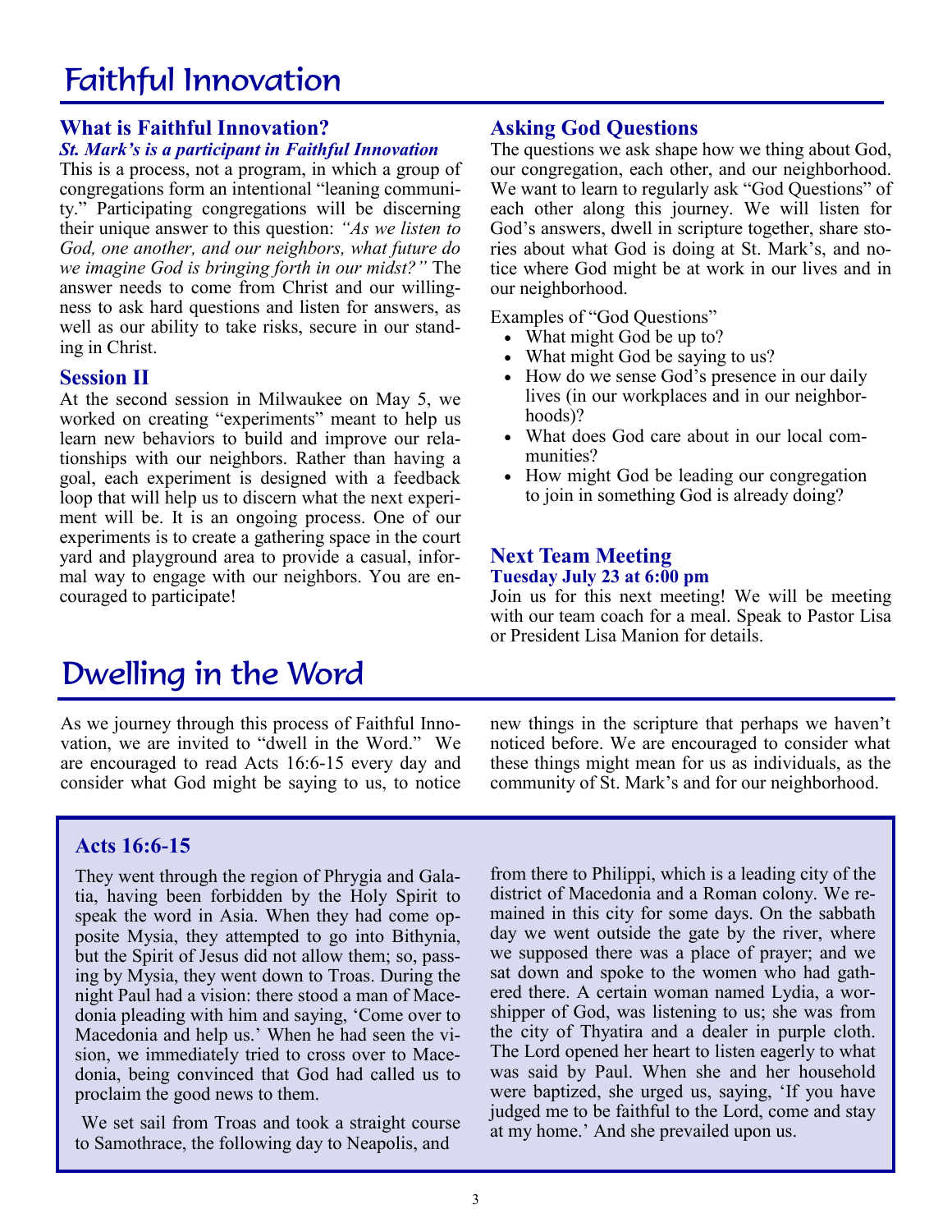# Faithful Innovation

## What is Faithful Innovation?

### *St. Mark's is a participant in Faithful Innovation*

This is a process, not a program, in which a group of congregations form an intentional "leaning community." Participating congregations will be discerning their unique answer to this question: *"As we listen to God, one another, and our neighbors, what future do we imagine God is bringing forth in our midst?"* The answer needs to come from Christ and our willingness to ask hard questions and listen for answers, as well as our ability to take risks, secure in our standing in Christ.

## Session II

At the second session in Milwaukee on May 5, we worked on creating "experiments" meant to help us learn new behaviors to build and improve our relationships with our neighbors. Rather than having a goal, each experiment is designed with a feedback loop that will help us to discern what the next experiment will be. It is an ongoing process. One of our experiments is to create a gathering space in the court yard and playground area to provide a casual, informal way to engage with our neighbors. You are encouraged to participate!

## Asking God Questions

The questions we ask shape how we thing about God, our congregation, each other, and our neighborhood. We want to learn to regularly ask "God Questions" of each other along this journey. We will listen for God's answers, dwell in scripture together, share stories about what God is doing at St. Mark's, and notice where God might be at work in our lives and in our neighborhood.

Examples of "God Questions"

- What might God be up to?
- What might God be saying to us?
- How do we sense God's presence in our daily lives (in our workplaces and in our neighborhoods)?
- What does God care about in our local communities?
- How might God be leading our congregation to join in something God is already doing?

## Next Team Meeting

### Tuesday July 23 at 6:00 pm

Join us for this next meeting! We will be meeting with our team coach for a meal. Speak to Pastor Lisa or President Lisa Manion for details.

# Dwelling in the Word

As we journey through this process of Faithful Innovation, we are invited to "dwell in the Word." We are encouraged to read Acts 16:6-15 every day and consider what God might be saying to us, to notice new things in the scripture that perhaps we haven't noticed before. We are encouraged to consider what these things might mean for us as individuals, as the community of St. Mark's and for our neighborhood.

## Acts 16:6-15

They went through the region of Phrygia and Galatia, having been forbidden by the Holy Spirit to speak the word in Asia. When they had come opposite Mysia, they attempted to go into Bithynia, but the Spirit of Jesus did not allow them; so, passing by Mysia, they went down to Troas. During the night Paul had a vision: there stood a man of Macedonia pleading with him and saying, 'Come over to Macedonia and help us.' When he had seen the vision, we immediately tried to cross over to Macedonia, being convinced that God had called us to proclaim the good news to them.

We set sail from Troas and took a straight course to Samothrace, the following day to Neapolis, and from there to Philippi, which is a leading city of the district of Macedonia and a Roman colony. We remained in this city for some days. On the sabbath day we went outside the gate by the river, where we supposed there was a place of prayer; and we sat down and spoke to the women who had gathered there. A certain woman named Lydia, a worshipper of God, was listening to us; she was from the city of Thyatira and a dealer in purple cloth. The Lord opened her heart to listen eagerly to what was said by Paul. When she and her household were baptized, she urged us, saying, 'If you have judged me to be faithful to the Lord, come and stay at my home.' And she prevailed upon us.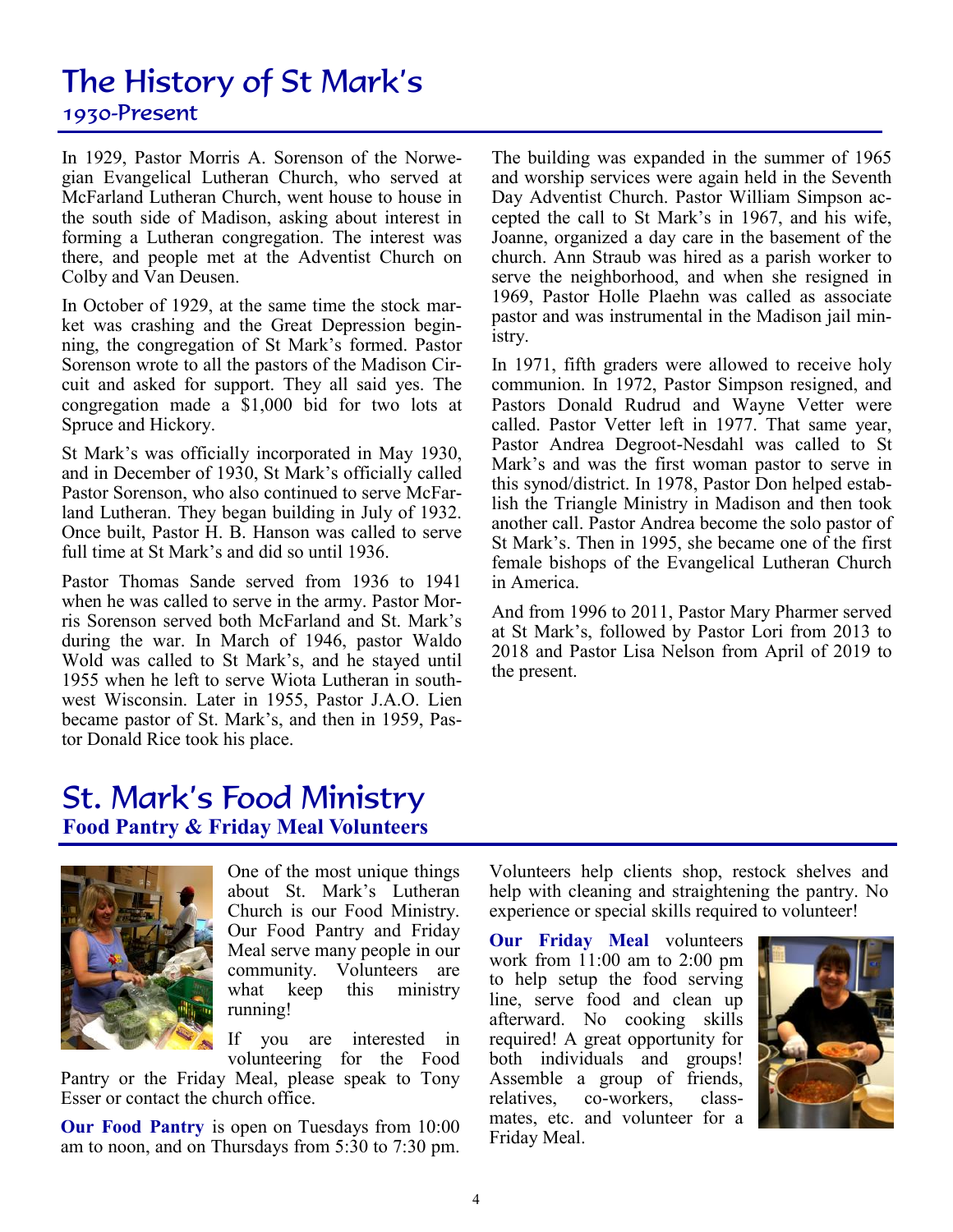# The History of St Mark's

## 1930-Present

In 1929, Pastor Morris A. Sorenson of the Norwegian Evangelical Lutheran Church, who served at McFarland Lutheran Church, went house to house in the south side of Madison, asking about interest in forming a Lutheran congregation. The interest was there, and people met at the Adventist Church on Colby and Van Deusen.

In October of 1929, at the same time the stock market was crashing and the Great Depression beginning, the congregation of St Mark's formed. Pastor Sorenson wrote to all the pastors of the Madison Circuit and asked for support. They all said yes. The congregation made a $1,000 bid for two lots at Spruce and Hickory.

St Mark's was officially incorporated in May 1930, and in December of 1930, St Mark's officially called Pastor Sorenson, who also continued to serve McFarland Lutheran. They began building in July of 1932. Once built, Pastor H. B. Hanson was called to serve full time at St Mark's and did so until 1936.

Pastor Thomas Sande served from 1936 to 1941 when he was called to serve in the army. Pastor Morris Sorenson served both McFarland and St. Mark's during the war. In March of 1946, pastor Waldo Wold was called to St Mark's, and he stayed until 1955 when he left to serve Wiota Lutheran in southwest Wisconsin. Later in 1955, Pastor J.A.O. Lien became pastor of St. Mark's, and then in 1959, Pastor Donald Rice took his place.

The building was expanded in the summer of 1965 and worship services were again held in the Seventh Day Adventist Church. Pastor William Simpson accepted the call to St Mark's in 1967, and his wife, Joanne, organized a day care in the basement of the church. Ann Straub was hired as a parish worker to serve the neighborhood, and when she resigned in 1969, Pastor Holle Plaehn was called as associate pastor and was instrumental in the Madison jail ministry.

In 1971, fifth graders were allowed to receive holy communion. In 1972, Pastor Simpson resigned, and Pastors Donald Rudrud and Wayne Vetter were called. Pastor Vetter left in 1977. That same year, Pastor Andrea Degroot-Nesdahl was called to St Mark's and was the first woman pastor to serve in this synod/district. In 1978, Pastor Don helped establish the Triangle Ministry in Madison and then took another call. Pastor Andrea become the solo pastor of St Mark's. Then in 1995, she became one of the first female bishops of the Evangelical Lutheran Church in America.

And from 1996 to 2011, Pastor Mary Pharmer served at St Mark's, followed by Pastor Lori from 2013 to 2018 and Pastor Lisa Nelson from April of 2019 to the present.

# St. Mark's Food Ministry

## Food Pantry & Friday Meal Volunteers

One of the most unique things about St. Mark's Lutheran Church is our Food Ministry. Our Food Pantry and Friday Meal serve many people in our community. Volunteers are what keep this ministry running!

If you are interested in volunteering for the Food Pantry or the Friday Meal, please speak to Tony Esser or contact the church office.

**Our Food Pantry** is open on Tuesdays from 10:00 am to noon, and on Thursdays from 5:30 to 7:30 pm. Volunteers help clients shop, restock shelves and help with cleaning and straightening the pantry. No experience or special skills required to volunteer!

**Our Friday Meal** volunteers work from 11:00 am to 2:00 pm to help setup the food serving line, serve food and clean up afterward. No cooking skills required! A great opportunity for both individuals and groups! Assemble a group of friends, relatives, co-workers, classmates, etc. and volunteer for a Friday Meal.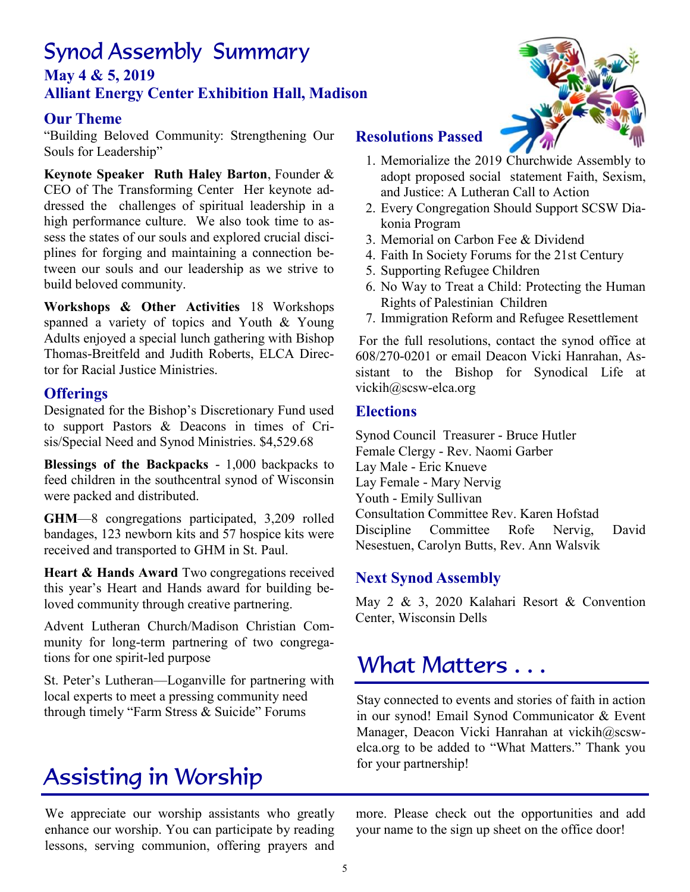# Synod Assembly Summary

### May 4 & 5, 2019
### Alliant Energy Center Exhibition Hall, Madison

## Our Theme

"Building Beloved Community: Strengthening Our Souls for Leadership"

**Keynote Speaker Ruth Haley Barton**, Founder & CEO of The Transforming Center Her keynote addressed the challenges of spiritual leadership in a high performance culture. We also took time to assess the states of our souls and explored crucial disciplines for forging and maintaining a connection between our souls and our leadership as we strive to build beloved community.

**Workshops & Other Activities** 18 Workshops spanned a variety of topics and Youth & Young Adults enjoyed a special lunch gathering with Bishop Thomas-Breitfeld and Judith Roberts, ELCA Director for Racial Justice Ministries.

## Offerings

Designated for the Bishop's Discretionary Fund used to support Pastors & Deacons in times of Crisis/Special Need and Synod Ministries. $4,529.68

**Blessings of the Backpacks** - 1,000 backpacks to feed children in the southcentral synod of Wisconsin were packed and distributed.

**GHM**—8 congregations participated, 3,209 rolled bandages, 123 newborn kits and 57 hospice kits were received and transported to GHM in St. Paul.

**Heart & Hands Award** Two congregations received this year's Heart and Hands award for building beloved community through creative partnering.

Advent Lutheran Church/Madison Christian Community for long-term partnering of two congregations for one spirit-led purpose

St. Peter's Lutheran—Loganville for partnering with local experts to meet a pressing community need through timely "Farm Stress & Suicide" Forums

## Resolutions Passed

1. Memorialize the 2019 Churchwide Assembly to adopt proposed social statement Faith, Sexism, and Justice: A Lutheran Call to Action
2. Every Congregation Should Support SCSW Diakonia Program
3. Memorial on Carbon Fee & Dividend
4. Faith In Society Forums for the 21st Century
5. Supporting Refugee Children
6. No Way to Treat a Child: Protecting the Human Rights of Palestinian Children
7. Immigration Reform and Refugee Resettlement

For the full resolutions, contact the synod office at 608/270-0201 or email Deacon Vicki Hanrahan, Assistant to the Bishop for Synodical Life at vickih@scsw-elca.org

## Elections

Synod Council Treasurer - Bruce Hutler
Female Clergy - Rev. Naomi Garber
Lay Male - Eric Knueve
Lay Female - Mary Nervig
Youth - Emily Sullivan
Consultation Committee Rev. Karen Hofstad
Discipline Committee Rofe Nervig, David Nesestuen, Carolyn Butts, Rev. Ann Walsvik

## Next Synod Assembly

May 2 & 3, 2020 Kalahari Resort & Convention Center, Wisconsin Dells

# What Matters . . .

Stay connected to events and stories of faith in action in our synod! Email Synod Communicator & Event Manager, Deacon Vicki Hanrahan at vickih@scsw-elca.org to be added to "What Matters." Thank you for your partnership!

# Assisting in Worship

We appreciate our worship assistants who greatly enhance our worship. You can participate by reading lessons, serving communion, offering prayers and more. Please check out the opportunities and add your name to the sign up sheet on the office door!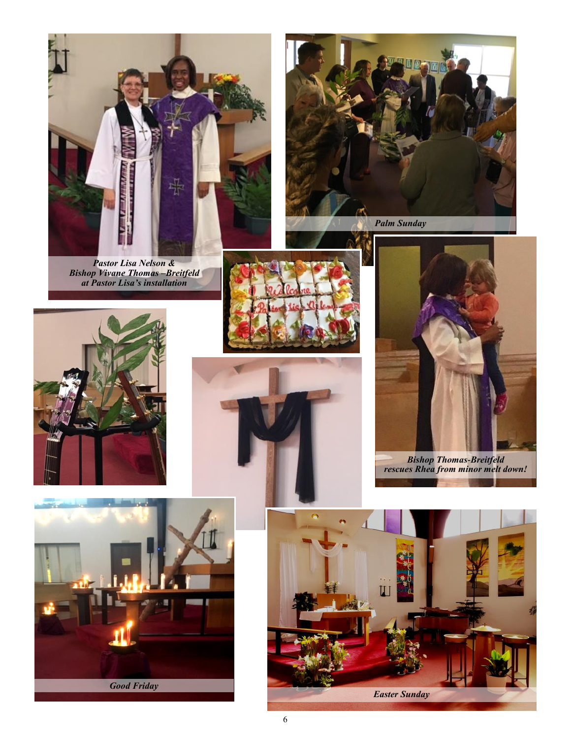*Pastor Lisa Nelson &*
*Bishop Vivane Thomas –Breitfeld*
*at Pastor Lisa's installation*

*Palm Sunday*

*Bishop Thomas-Breitfeld*
*rescues Rhea from minor melt down!*

*Good Friday*

*Easter Sunday*